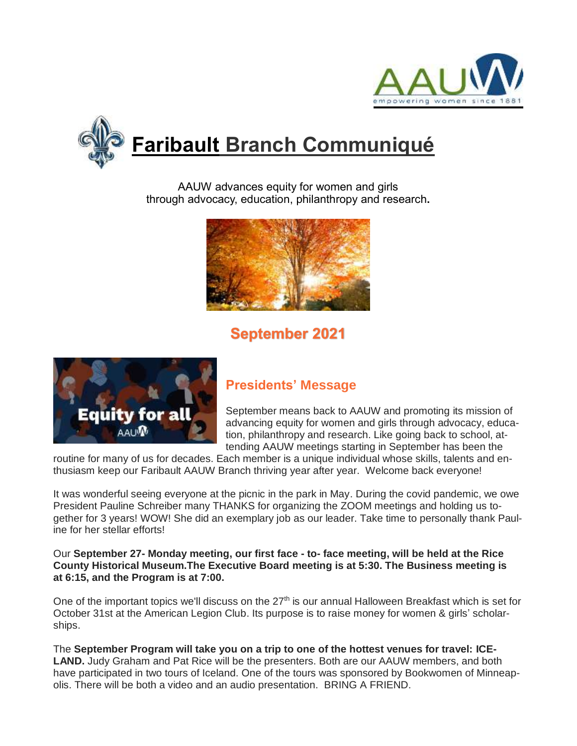# Faribault Branch Communiqué

AAUW advances equity for women and girls
through advocacy, education, philanthropy and research.

## September 2021

### Presidents' Message

September means back to AAUW and promoting its mission of advancing equity for women and girls through advocacy, education, philanthropy and research. Like going back to school, attending AAUW meetings starting in September has been the routine for many of us for decades. Each member is a unique individual whose skills, talents and enthusiasm keep our Faribault AAUW Branch thriving year after year. Welcome back everyone!

It was wonderful seeing everyone at the picnic in the park in May. During the covid pandemic, we owe President Pauline Schreiber many THANKS for organizing the ZOOM meetings and holding us together for 3 years! WOW! She did an exemplary job as our leader. Take time to personally thank Pauline for her stellar efforts!

Our **September 27- Monday meeting, our first face - to- face meeting, will be held at the Rice County Historical Museum.The Executive Board meeting is at 5:30. The Business meeting is at 6:15, and the Program is at 7:00.**

One of the important topics we'll discuss on the 27th is our annual Halloween Breakfast which is set for October 31st at the American Legion Club. Its purpose is to raise money for women & girls' scholarships.

The **September Program will take you on a trip to one of the hottest venues for travel: ICELAND.** Judy Graham and Pat Rice will be the presenters. Both are our AAUW members, and both have participated in two tours of Iceland. One of the tours was sponsored by Bookwomen of Minneapolis. There will be both a video and an audio presentation. BRING A FRIEND.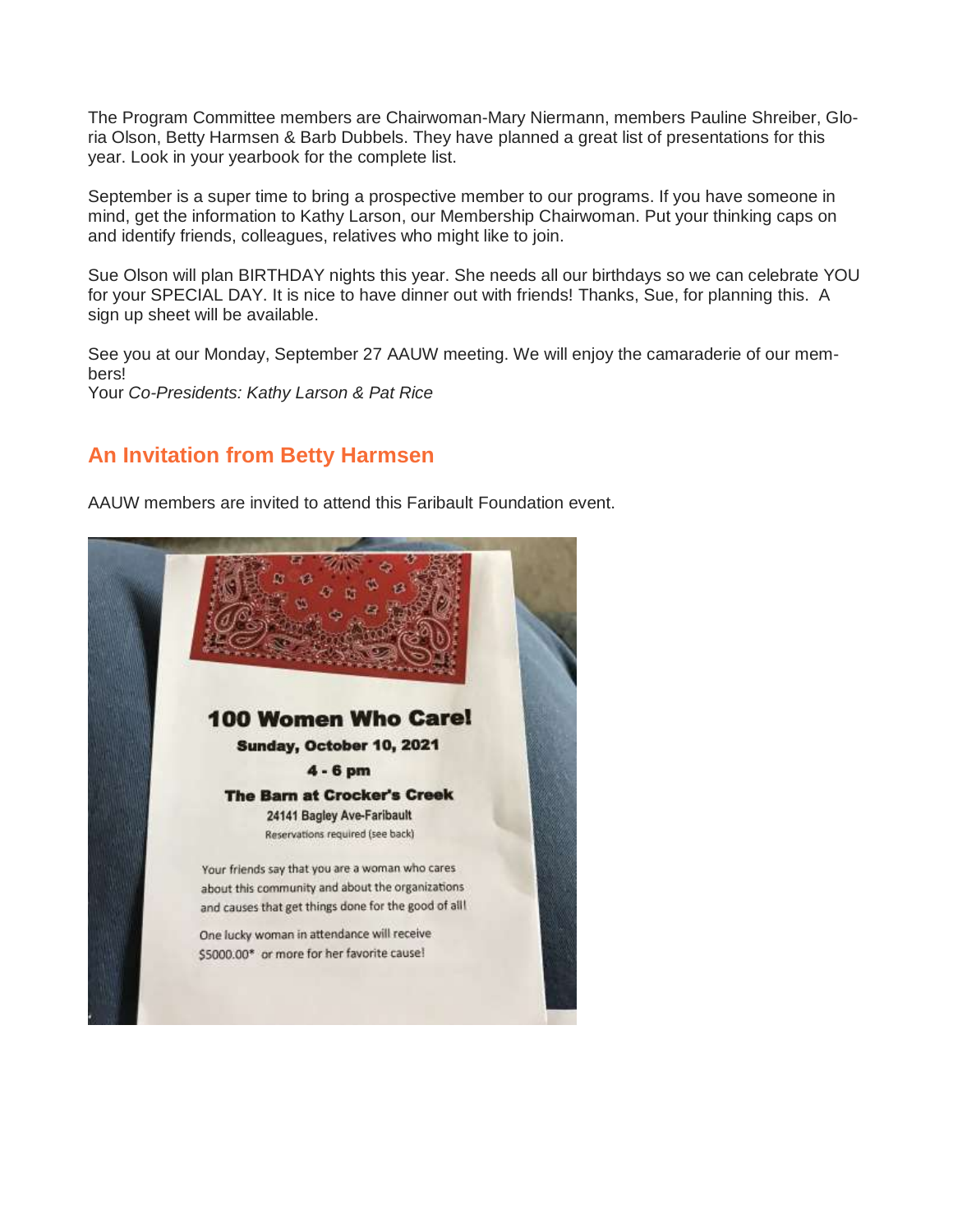The Program Committee members are Chairwoman-Mary Niermann, members Pauline Shreiber, Gloria Olson, Betty Harmsen & Barb Dubbels. They have planned a great list of presentations for this year. Look in your yearbook for the complete list.

September is a super time to bring a prospective member to our programs. If you have someone in mind, get the information to Kathy Larson, our Membership Chairwoman. Put your thinking caps on and identify friends, colleagues, relatives who might like to join.

Sue Olson will plan BIRTHDAY nights this year. She needs all our birthdays so we can celebrate YOU for your SPECIAL DAY. It is nice to have dinner out with friends! Thanks, Sue, for planning this. A sign up sheet will be available.

See you at our Monday, September 27 AAUW meeting. We will enjoy the camaraderie of our members!
Your *Co-Presidents: Kathy Larson & Pat Rice*

## An Invitation from Betty Harmsen

AAUW members are invited to attend this Faribault Foundation event.

**100 Women Who Care!**

**Sunday, October 10, 2021**

**4 - 6 pm**

**The Barn at Crocker's Creek**

24141 Bagley Ave-Faribault

Reservations required (see back)

Your friends say that you are a woman who cares about this community and about the organizations and causes that get things done for the good of all!

One lucky woman in attendance will receive $5000.00* or more for her favorite cause!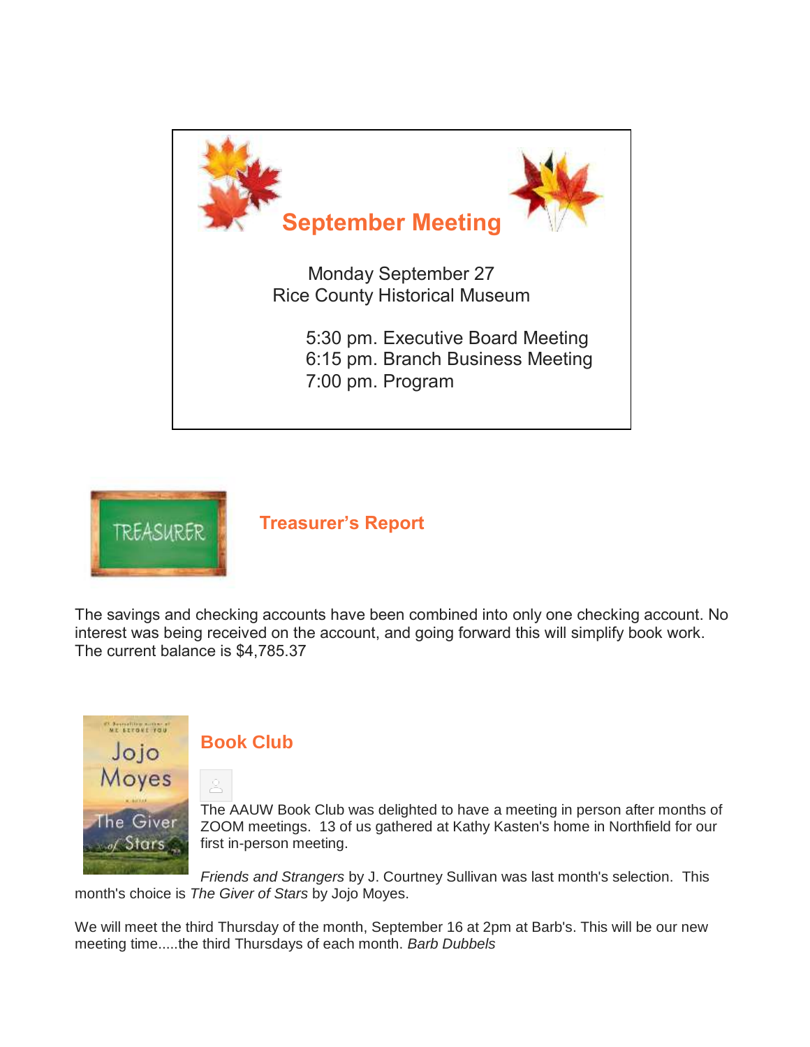## September Meeting

Monday September 27
Rice County Historical Museum

5:30 pm. Executive Board Meeting
6:15 pm. Branch Business Meeting
7:00 pm. Program

## Treasurer's Report

The savings and checking accounts have been combined into only one checking account. No interest was being received on the account, and going forward this will simplify book work. The current balance is $4,785.37

## Book Club

The AAUW Book Club was delighted to have a meeting in person after months of ZOOM meetings. 13 of us gathered at Kathy Kasten's home in Northfield for our first in-person meeting.

*Friends and Strangers* by J. Courtney Sullivan was last month's selection. This month's choice is *The Giver of Stars* by Jojo Moyes.

We will meet the third Thursday of the month, September 16 at 2pm at Barb's. This will be our new meeting time.....the third Thursdays of each month. *Barb Dubbels*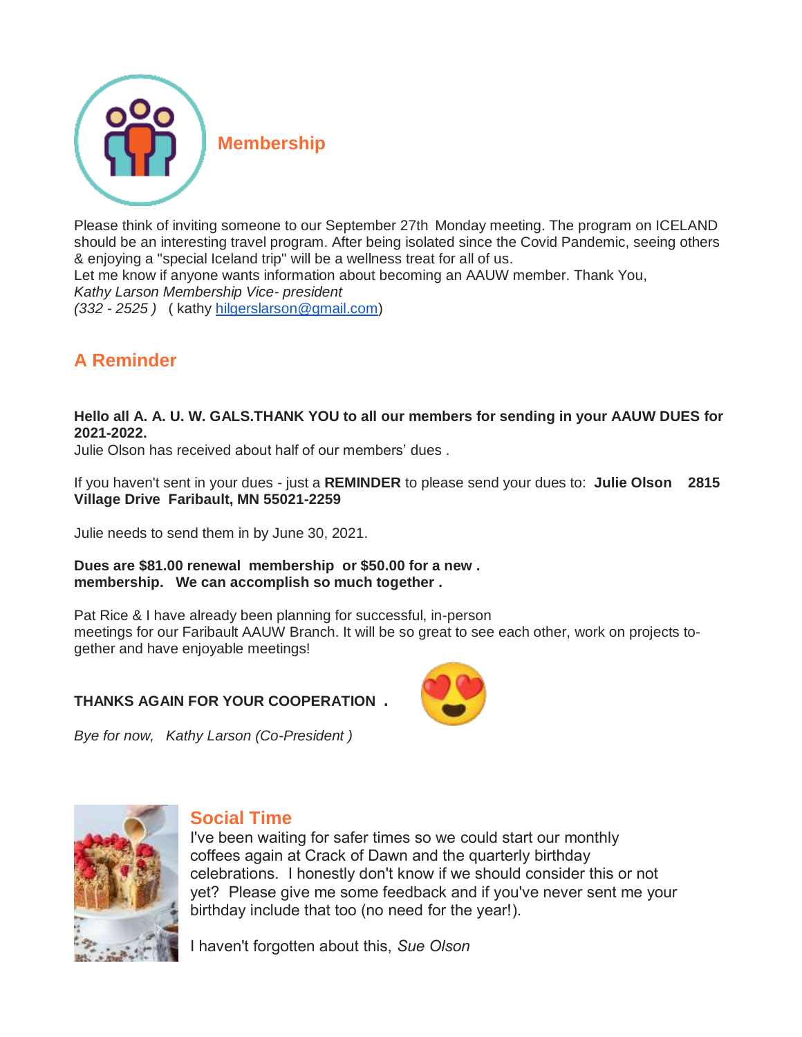## Membership

Please think of inviting someone to our September 27th Monday meeting. The program on ICELAND should be an interesting travel program. After being isolated since the Covid Pandemic, seeing others & enjoying a "special Iceland trip" will be a wellness treat for all of us.
Let me know if anyone wants information about becoming an AAUW member. Thank You,
*Kathy Larson Membership Vice- president*
*(332 - 2525 )* ( kathy hilgerslarson@gmail.com)

## A Reminder

**Hello all A. A. U. W. GALS.THANK YOU to all our members for sending in your AAUW DUES for 2021-2022.**
Julie Olson has received about half of our members' dues .

If you haven't sent in your dues - just a **REMINDER** to please send your dues to: **Julie Olson 2815 Village Drive Faribault, MN 55021-2259**

Julie needs to send them in by June 30, 2021.

**Dues are $81.00 renewal membership or $50.00 for a new . membership. We can accomplish so much together .**

Pat Rice & I have already been planning for successful, in-person meetings for our Faribault AAUW Branch. It will be so great to see each other, work on projects together and have enjoyable meetings!

**THANKS AGAIN FOR YOUR COOPERATION .**

*Bye for now, Kathy Larson (Co-President )*

## Social Time

I've been waiting for safer times so we could start our monthly coffees again at Crack of Dawn and the quarterly birthday celebrations. I honestly don't know if we should consider this or not yet? Please give me some feedback and if you've never sent me your birthday include that too (no need for the year!).

I haven't forgotten about this, *Sue Olson*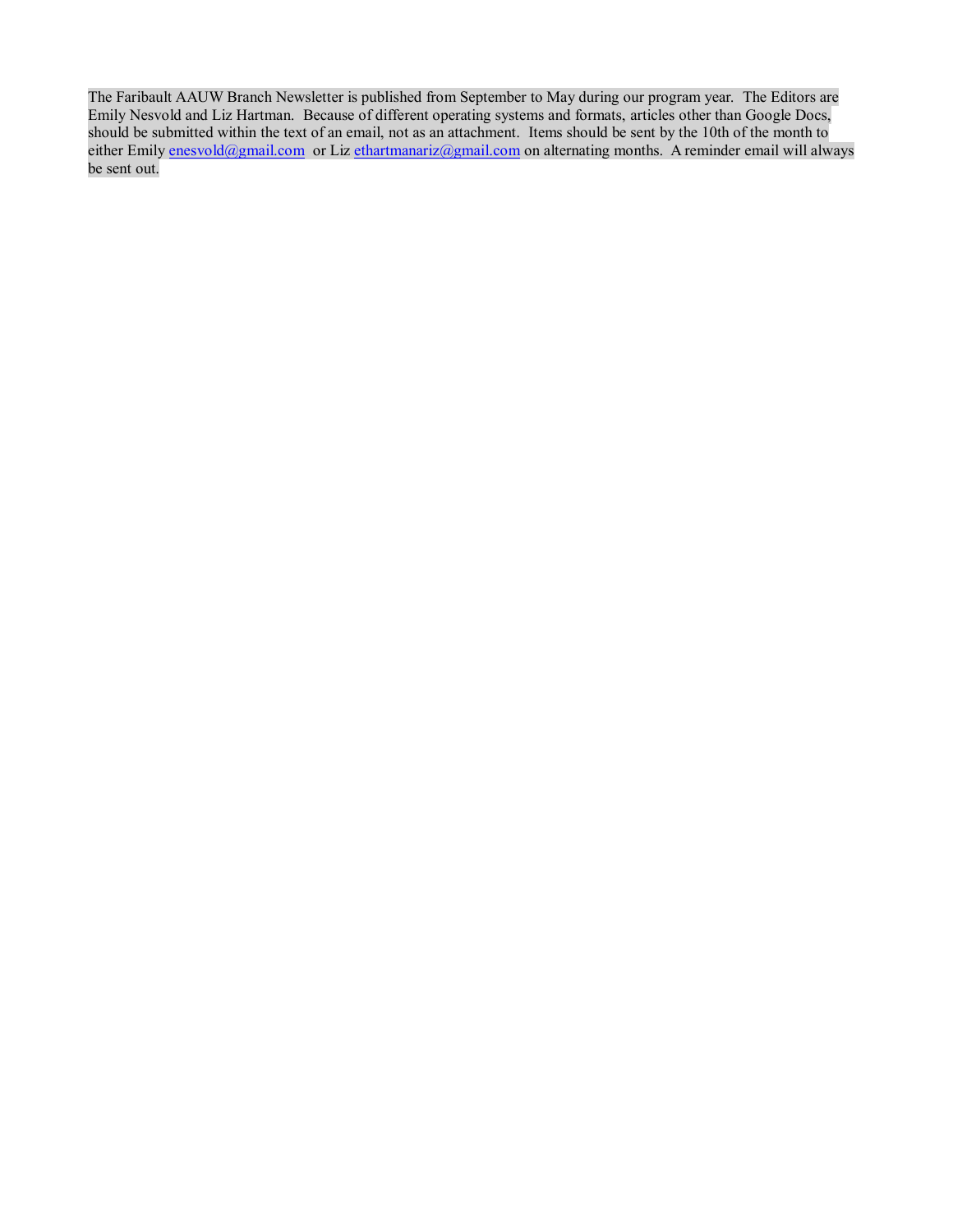The Faribault AAUW Branch Newsletter is published from September to May during our program year. The Editors are Emily Nesvold and Liz Hartman. Because of different operating systems and formats, articles other than Google Docs, should be submitted within the text of an email, not as an attachment. Items should be sent by the 10th of the month to either Emily enesvold@gmail.com or Liz ethartmanariz@gmail.com on alternating months. A reminder email will always be sent out.